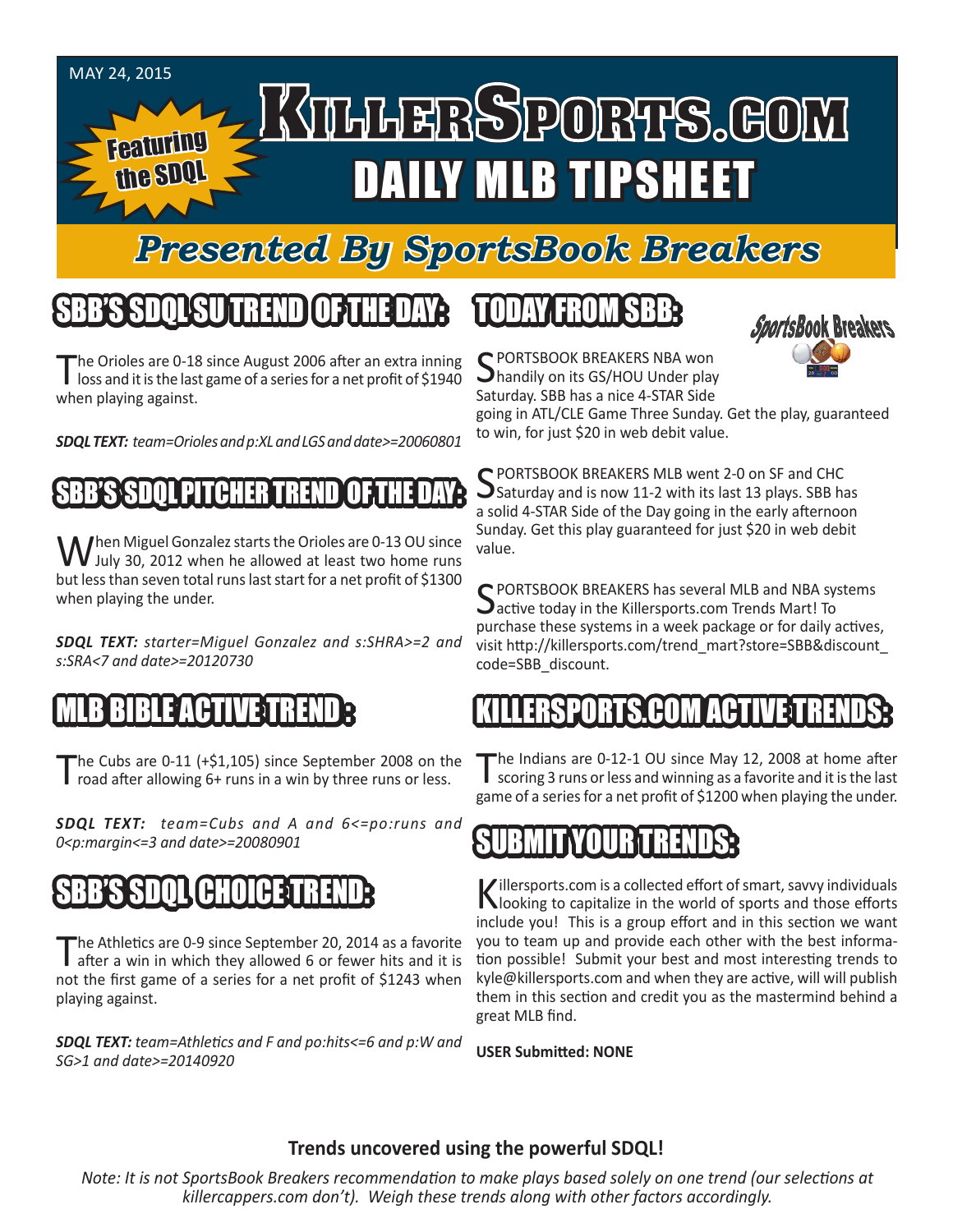MAY 24, 2015

# KillerSports.com DAILY MLB TIPSHEET

Featuring the SDQL

## *Presented By SportsBook Breakers*

## SBB'S SDQL SU TREND OF THE DAY:

The Orioles are 0-18 since August 2006 after an extra inning loss and it is the last game of a series for a net profit of $1940 when playing against.

***SDQL TEXT:** team=Orioles and p:XL and LGS and date>=20060801*

## SBB'S SDQL PITCHER TREND OF THE DAY:

When Miguel Gonzalez starts the Orioles are 0-13 OU since July 30, 2012 when he allowed at least two home runs but less than seven total runs last start for a net profit of $1300 when playing the under.

***SDQL TEXT:** starter=Miguel Gonzalez and s:SHRA>=2 and s:SRA<7 and date>=20120730*

## MLB BIBLE ACTIVE TREND :

The Cubs are 0-11 (+$1,105) since September 2008 on the road after allowing 6+ runs in a win by three runs or less.

***SDQL TEXT:** team=Cubs and A and 6<=po:runs and 0<p:margin<=3 and date>=20080901*

## SBB'S SDQL CHOICE TREND:

The Athletics are 0-9 since September 20, 2014 as a favorite after a win in which they allowed 6 or fewer hits and it is not the first game of a series for a net profit of $1243 when playing against.

***SDQL TEXT:** team=Athletics and F and po:hits<=6 and p:W and SG>1 and date>=20140920*

## TODAY FROM SBB:

SPORTSBOOK BREAKERS NBA won handily on its GS/HOU Under play Saturday. SBB has a nice 4-STAR Side going in ATL/CLE Game Three Sunday. Get the play, guaranteed to win, for just $20 in web debit value.

SPORTSBOOK BREAKERS MLB went 2-0 on SF and CHC Saturday and is now 11-2 with its last 13 plays. SBB has a solid 4-STAR Side of the Day going in the early afternoon Sunday. Get this play guaranteed for just $20 in web debit value.

SPORTSBOOK BREAKERS has several MLB and NBA systems active today in the Killersports.com Trends Mart! To purchase these systems in a week package or for daily actives, visit http://killersports.com/trend_mart?store=SBB&discount_code=SBB_discount.

## KILLERSPORTS.COM ACTIVE TRENDS:

The Indians are 0-12-1 OU since May 12, 2008 at home after scoring 3 runs or less and winning as a favorite and it is the last game of a series for a net profit of $1200 when playing the under.

## SUBMIT YOUR TRENDS:

Killersports.com is a collected effort of smart, savvy individuals looking to capitalize in the world of sports and those efforts include you! This is a group effort and in this section we want you to team up and provide each other with the best information possible! Submit your best and most interesting trends to kyle@killersports.com and when they are active, will will publish them in this section and credit you as the mastermind behind a great MLB find.

**USER Submitted: NONE**

**Trends uncovered using the powerful SDQL!**

*Note: It is not SportsBook Breakers recommendation to make plays based solely on one trend (our selections at killercappers.com don't). Weigh these trends along with other factors accordingly.*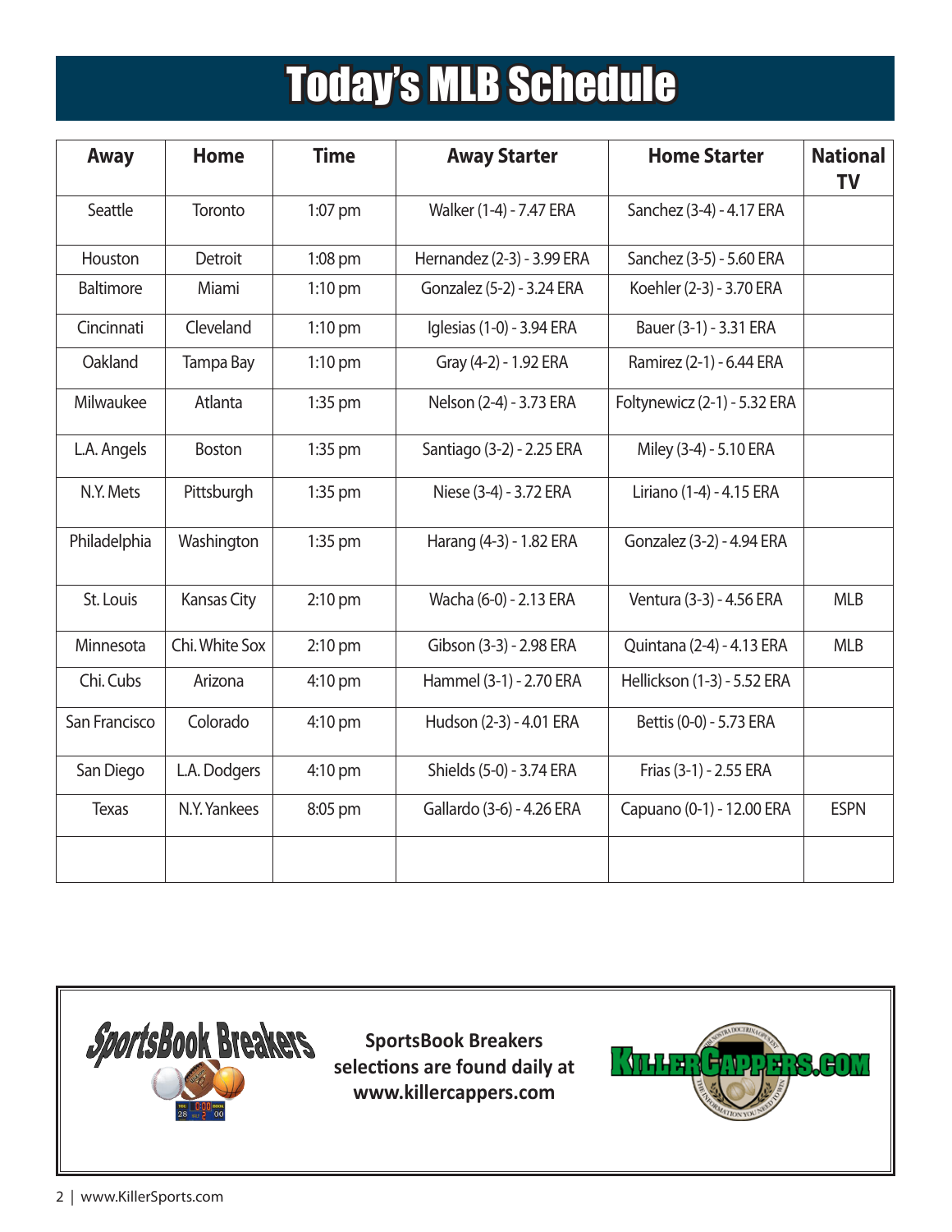# Today's MLB Schedule

| Away | Home | Time | Away Starter | Home Starter | National TV |
|---|---|---|---|---|---|
| Seattle | Toronto | 1:07 pm | Walker (1-4) - 7.47 ERA | Sanchez (3-4) - 4.17 ERA | |
| Houston | Detroit | 1:08 pm | Hernandez (2-3) - 3.99 ERA | Sanchez (3-5) - 5.60 ERA | |
| Baltimore | Miami | 1:10 pm | Gonzalez (5-2) - 3.24 ERA | Koehler (2-3) - 3.70 ERA | |
| Cincinnati | Cleveland | 1:10 pm | Iglesias (1-0) - 3.94 ERA | Bauer (3-1) - 3.31 ERA | |
| Oakland | Tampa Bay | 1:10 pm | Gray (4-2) - 1.92 ERA | Ramirez (2-1) - 6.44 ERA | |
| Milwaukee | Atlanta | 1:35 pm | Nelson (2-4) - 3.73 ERA | Foltynewicz (2-1) - 5.32 ERA | |
| L.A. Angels | Boston | 1:35 pm | Santiago (3-2) - 2.25 ERA | Miley (3-4) - 5.10 ERA | |
| N.Y. Mets | Pittsburgh | 1:35 pm | Niese (3-4) - 3.72 ERA | Liriano (1-4) - 4.15 ERA | |
| Philadelphia | Washington | 1:35 pm | Harang (4-3) - 1.82 ERA | Gonzalez (3-2) - 4.94 ERA | |
| St. Louis | Kansas City | 2:10 pm | Wacha (6-0) - 2.13 ERA | Ventura (3-3) - 4.56 ERA | MLB |
| Minnesota | Chi. White Sox | 2:10 pm | Gibson (3-3) - 2.98 ERA | Quintana (2-4) - 4.13 ERA | MLB |
| Chi. Cubs | Arizona | 4:10 pm | Hammel (3-1) - 2.70 ERA | Hellickson (1-3) - 5.52 ERA | |
| San Francisco | Colorado | 4:10 pm | Hudson (2-3) - 4.01 ERA | Bettis (0-0) - 5.73 ERA | |
| San Diego | L.A. Dodgers | 4:10 pm | Shields (5-0) - 3.74 ERA | Frias (3-1) - 2.55 ERA | |
| Texas | N.Y. Yankees | 8:05 pm | Gallardo (3-6) - 4.26 ERA | Capuano (0-1) - 12.00 ERA | ESPN |
| | | | | | |

SportsBook Breakers

**SportsBook Breakers selections are found daily at www.killercappers.com**

KILLERCAPPERS.COM